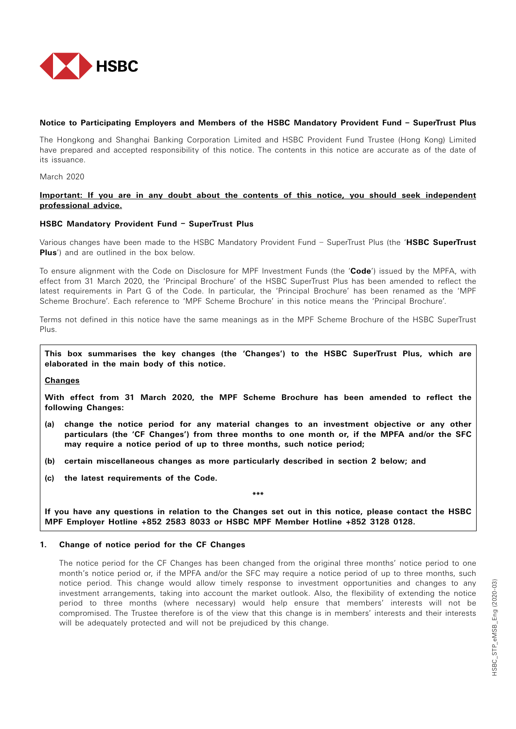**Notice to Participating Employers and Members of the HSBC Mandatory Provident Fund – SuperTrust Plus**

The Hongkong and Shanghai Banking Corporation Limited and HSBC Provident Fund Trustee (Hong Kong) Limited have prepared and accepted responsibility of this notice. The contents in this notice are accurate as of the date of its issuance.

March 2020

**Important: If you are in any doubt about the contents of this notice, you should seek independent professional advice.**

**HSBC Mandatory Provident Fund – SuperTrust Plus**

Various changes have been made to the HSBC Mandatory Provident Fund – SuperTrust Plus (the '**HSBC SuperTrust Plus**') and are outlined in the box below.

To ensure alignment with the Code on Disclosure for MPF Investment Funds (the '**Code**') issued by the MPFA, with effect from 31 March 2020, the 'Principal Brochure' of the HSBC SuperTrust Plus has been amended to reflect the latest requirements in Part G of the Code. In particular, the 'Principal Brochure' has been renamed as the 'MPF Scheme Brochure'. Each reference to 'MPF Scheme Brochure' in this notice means the 'Principal Brochure'.

Terms not defined in this notice have the same meanings as in the MPF Scheme Brochure of the HSBC SuperTrust Plus.

**This box summarises the key changes (the 'Changes') to the HSBC SuperTrust Plus, which are elaborated in the main body of this notice.**

**Changes**

**With effect from 31 March 2020, the MPF Scheme Brochure has been amended to reflect the following Changes:**

**(a) change the notice period for any material changes to an investment objective or any other particulars (the 'CF Changes') from three months to one month or, if the MPFA and/or the SFC may require a notice period of up to three months, such notice period;**

**(b) certain miscellaneous changes as more particularly described in section 2 below; and**

**(c) the latest requirements of the Code.**

***

**If you have any questions in relation to the Changes set out in this notice, please contact the HSBC MPF Employer Hotline +852 2583 8033 or HSBC MPF Member Hotline +852 3128 0128.**

## 1. Change of notice period for the CF Changes

The notice period for the CF Changes has been changed from the original three months' notice period to one month's notice period or, if the MPFA and/or the SFC may require a notice period of up to three months, such notice period. This change would allow timely response to investment opportunities and changes to any investment arrangements, taking into account the market outlook. Also, the flexibility of extending the notice period to three months (where necessary) would help ensure that members' interests will not be compromised. The Trustee therefore is of the view that this change is in members' interests and their interests will be adequately protected and will not be prejudiced by this change.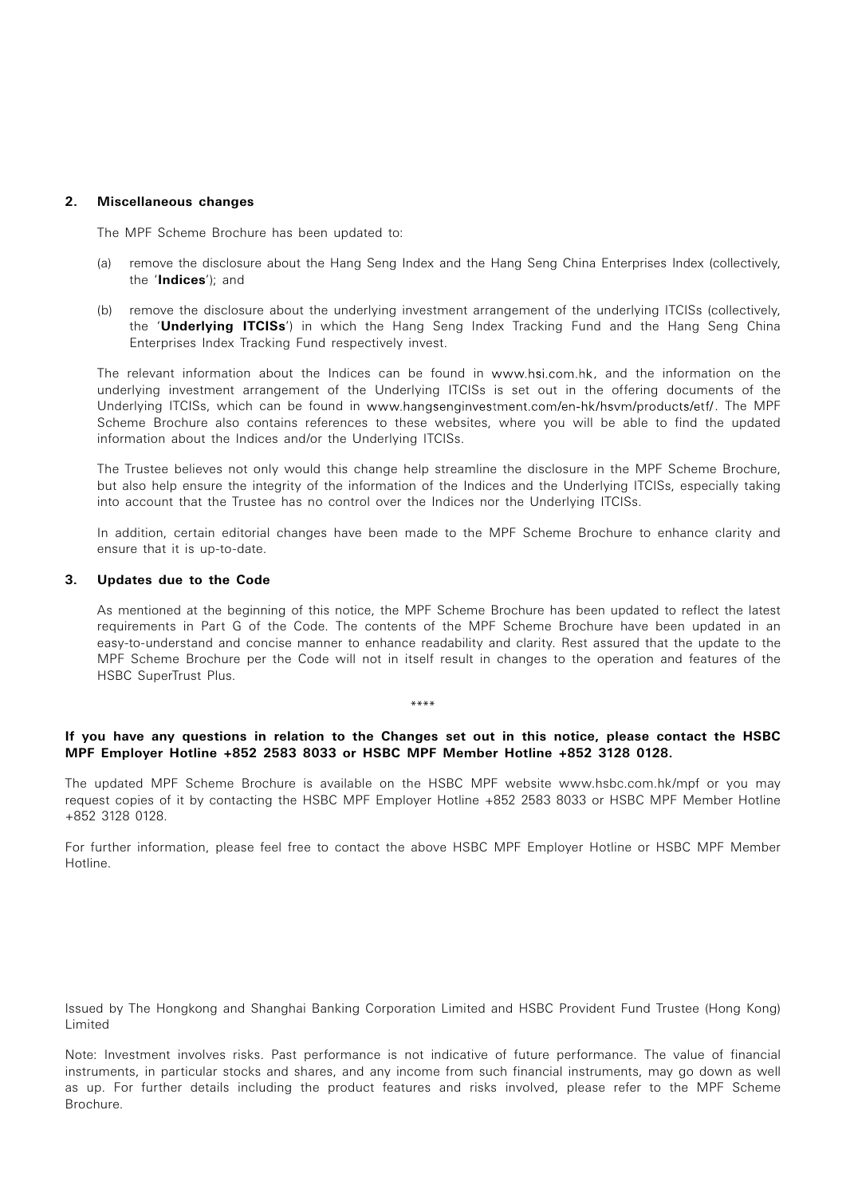## 2. Miscellaneous changes

The MPF Scheme Brochure has been updated to:

(a) remove the disclosure about the Hang Seng Index and the Hang Seng China Enterprises Index (collectively, the '**Indices**'); and

(b) remove the disclosure about the underlying investment arrangement of the underlying ITCISs (collectively, the '**Underlying ITCISs**') in which the Hang Seng Index Tracking Fund and the Hang Seng China Enterprises Index Tracking Fund respectively invest.

The relevant information about the Indices can be found in www.hsi.com.hk, and the information on the underlying investment arrangement of the Underlying ITCISs is set out in the offering documents of the Underlying ITCISs, which can be found in www.hangsenginvestment.com/en-hk/hsvm/products/etf/. The MPF Scheme Brochure also contains references to these websites, where you will be able to find the updated information about the Indices and/or the Underlying ITCISs.

The Trustee believes not only would this change help streamline the disclosure in the MPF Scheme Brochure, but also help ensure the integrity of the information of the Indices and the Underlying ITCISs, especially taking into account that the Trustee has no control over the Indices nor the Underlying ITCISs.

In addition, certain editorial changes have been made to the MPF Scheme Brochure to enhance clarity and ensure that it is up-to-date.

## 3. Updates due to the Code

As mentioned at the beginning of this notice, the MPF Scheme Brochure has been updated to reflect the latest requirements in Part G of the Code. The contents of the MPF Scheme Brochure have been updated in an easy-to-understand and concise manner to enhance readability and clarity. Rest assured that the update to the MPF Scheme Brochure per the Code will not in itself result in changes to the operation and features of the HSBC SuperTrust Plus.

****

**If you have any questions in relation to the Changes set out in this notice, please contact the HSBC MPF Employer Hotline +852 2583 8033 or HSBC MPF Member Hotline +852 3128 0128.**

The updated MPF Scheme Brochure is available on the HSBC MPF website www.hsbc.com.hk/mpf or you may request copies of it by contacting the HSBC MPF Employer Hotline +852 2583 8033 or HSBC MPF Member Hotline +852 3128 0128.

For further information, please feel free to contact the above HSBC MPF Employer Hotline or HSBC MPF Member Hotline.

Issued by The Hongkong and Shanghai Banking Corporation Limited and HSBC Provident Fund Trustee (Hong Kong) Limited

Note: Investment involves risks. Past performance is not indicative of future performance. The value of financial instruments, in particular stocks and shares, and any income from such financial instruments, may go down as well as up. For further details including the product features and risks involved, please refer to the MPF Scheme Brochure.